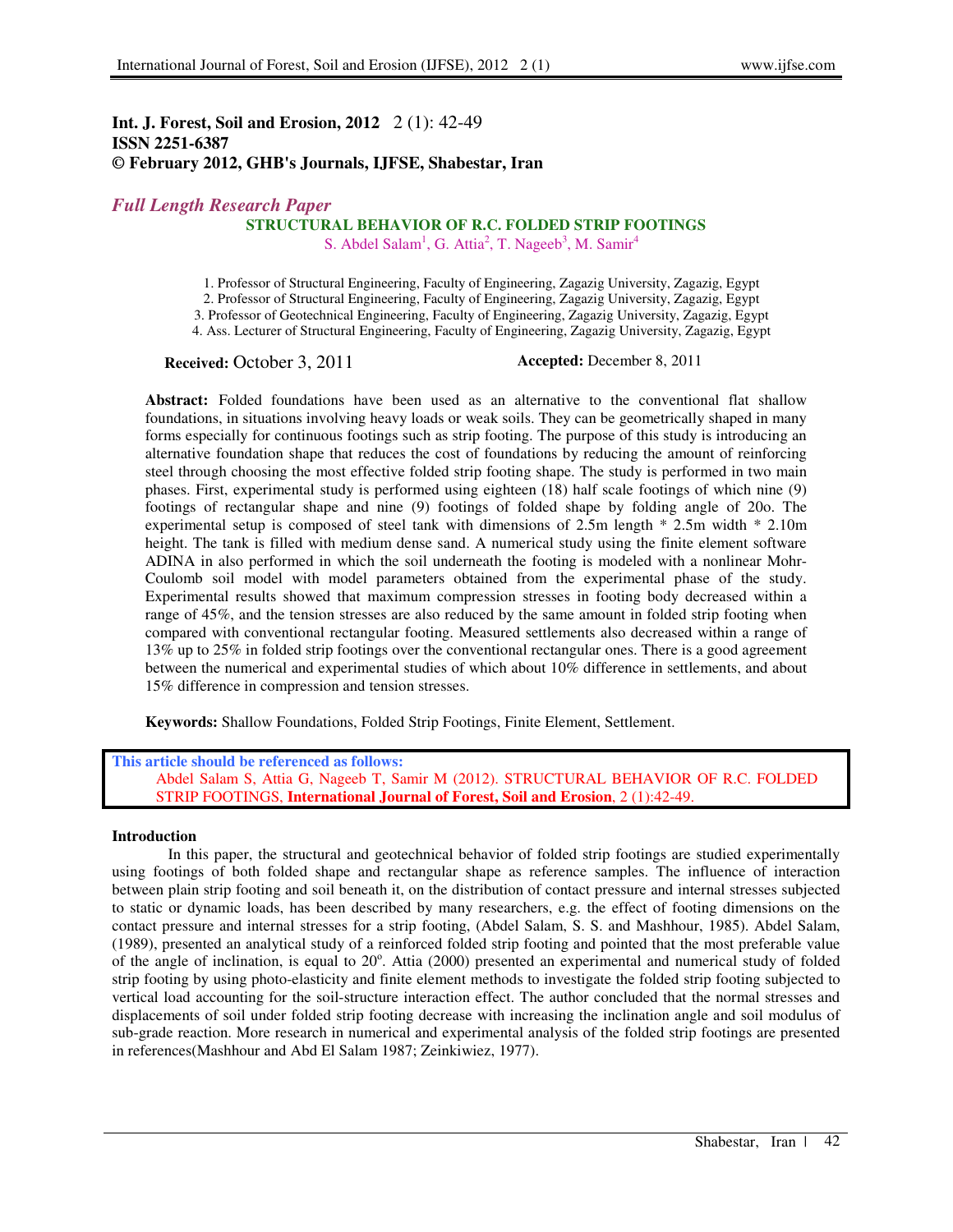**Int. J. Forest, Soil and Erosion, 2012** 2 (1): 42-49
**ISSN 2251-6387**
**© February 2012, GHB's Journals, IJFSE, Shabestar, Iran**

*Full Length Research Paper*

# STRUCTURAL BEHAVIOR OF R.C. FOLDED STRIP FOOTINGS

S. Abdel Salam[1], G. Attia[2], T. Nageeb[3], M. Samir[4]

1. Professor of Structural Engineering, Faculty of Engineering, Zagazig University, Zagazig, Egypt
2. Professor of Structural Engineering, Faculty of Engineering, Zagazig University, Zagazig, Egypt
3. Professor of Geotechnical Engineering, Faculty of Engineering, Zagazig University, Zagazig, Egypt
4. Ass. Lecturer of Structural Engineering, Faculty of Engineering, Zagazig University, Zagazig, Egypt

**Received:** October 3, 2011 **Accepted:** December 8, 2011

**Abstract:** Folded foundations have been used as an alternative to the conventional flat shallow foundations, in situations involving heavy loads or weak soils. They can be geometrically shaped in many forms especially for continuous footings such as strip footing. The purpose of this study is introducing an alternative foundation shape that reduces the cost of foundations by reducing the amount of reinforcing steel through choosing the most effective folded strip footing shape. The study is performed in two main phases. First, experimental study is performed using eighteen (18) half scale footings of which nine (9) footings of rectangular shape and nine (9) footings of folded shape by folding angle of 20o. The experimental setup is composed of steel tank with dimensions of 2.5m length * 2.5m width * 2.10m height. The tank is filled with medium dense sand. A numerical study using the finite element software ADINA in also performed in which the soil underneath the footing is modeled with a nonlinear Mohr-Coulomb soil model with model parameters obtained from the experimental phase of the study. Experimental results showed that maximum compression stresses in footing body decreased within a range of 45%, and the tension stresses are also reduced by the same amount in folded strip footing when compared with conventional rectangular footing. Measured settlements also decreased within a range of 13% up to 25% in folded strip footings over the conventional rectangular ones. There is a good agreement between the numerical and experimental studies of which about 10% difference in settlements, and about 15% difference in compression and tension stresses.

**Keywords:** Shallow Foundations, Folded Strip Footings, Finite Element, Settlement.

**This article should be referenced as follows:**
Abdel Salam S, Attia G, Nageeb T, Samir M (2012). STRUCTURAL BEHAVIOR OF R.C. FOLDED STRIP FOOTINGS, **International Journal of Forest, Soil and Erosion**, 2 (1):42-49.

## Introduction

In this paper, the structural and geotechnical behavior of folded strip footings are studied experimentally using footings of both folded shape and rectangular shape as reference samples. The influence of interaction between plain strip footing and soil beneath it, on the distribution of contact pressure and internal stresses subjected to static or dynamic loads, has been described by many researchers, e.g. the effect of footing dimensions on the contact pressure and internal stresses for a strip footing, (Abdel Salam, S. S. and Mashhour, 1985). Abdel Salam, (1989), presented an analytical study of a reinforced folded strip footing and pointed that the most preferable value of the angle of inclination, is equal to $20^{o}$. Attia (2000) presented an experimental and numerical study of folded strip footing by using photo-elasticity and finite element methods to investigate the folded strip footing subjected to vertical load accounting for the soil-structure interaction effect. The author concluded that the normal stresses and displacements of soil under folded strip footing decrease with increasing the inclination angle and soil modulus of sub-grade reaction. More research in numerical and experimental analysis of the folded strip footings are presented in references(Mashhour and Abd El Salam 1987; Zeinkiwiez, 1977).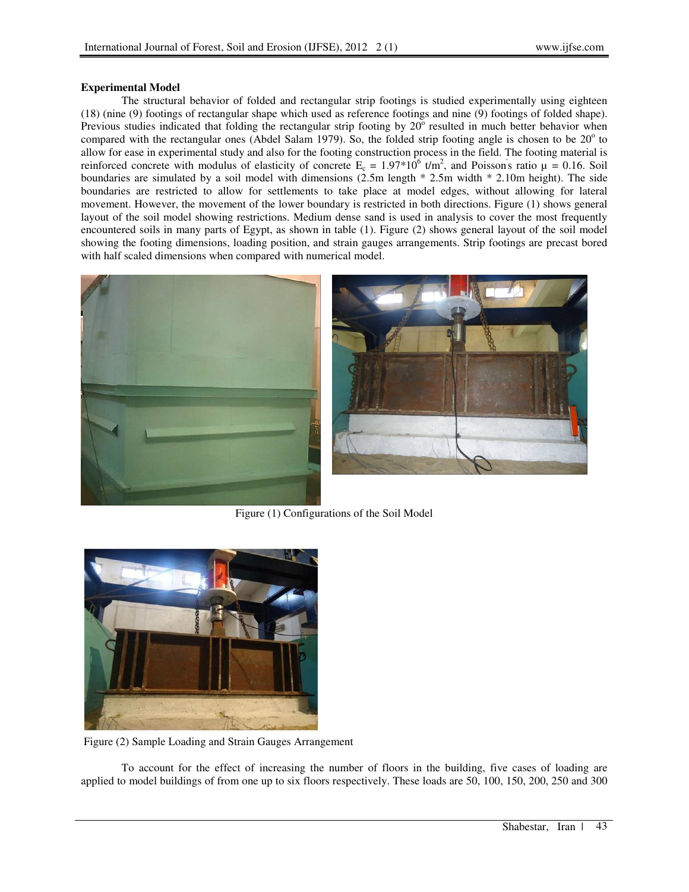**Experimental Model**

The structural behavior of folded and rectangular strip footings is studied experimentally using eighteen (18) (nine (9) footings of rectangular shape which used as reference footings and nine (9) footings of folded shape). Previous studies indicated that folding the rectangular strip footing by $20^o$ resulted in much better behavior when compared with the rectangular ones (Abdel Salam 1979). So, the folded strip footing angle is chosen to be $20^o$ to allow for ease in experimental study and also for the footing construction process in the field. The footing material is reinforced concrete with modulus of elasticity of concrete $E_c = 1.97*10^6$ t/m$^2$, and Poisson's ratio $\mu = 0.16$. Soil boundaries are simulated by a soil model with dimensions (2.5m length * 2.5m width * 2.10m height). The side boundaries are restricted to allow for settlements to take place at model edges, without allowing for lateral movement. However, the movement of the lower boundary is restricted in both directions. Figure (1) shows general layout of the soil model showing restrictions. Medium dense sand is used in analysis to cover the most frequently encountered soils in many parts of Egypt, as shown in table (1). Figure (2) shows general layout of the soil model showing the footing dimensions, loading position, and strain gauges arrangements. Strip footings are precast bored with half scaled dimensions when compared with numerical model.

Figure (1) Configurations of the Soil Model

Figure (2) Sample Loading and Strain Gauges Arrangement

To account for the effect of increasing the number of floors in the building, five cases of loading are applied to model buildings of from one up to six floors respectively. These loads are 50, 100, 150, 200, 250 and 300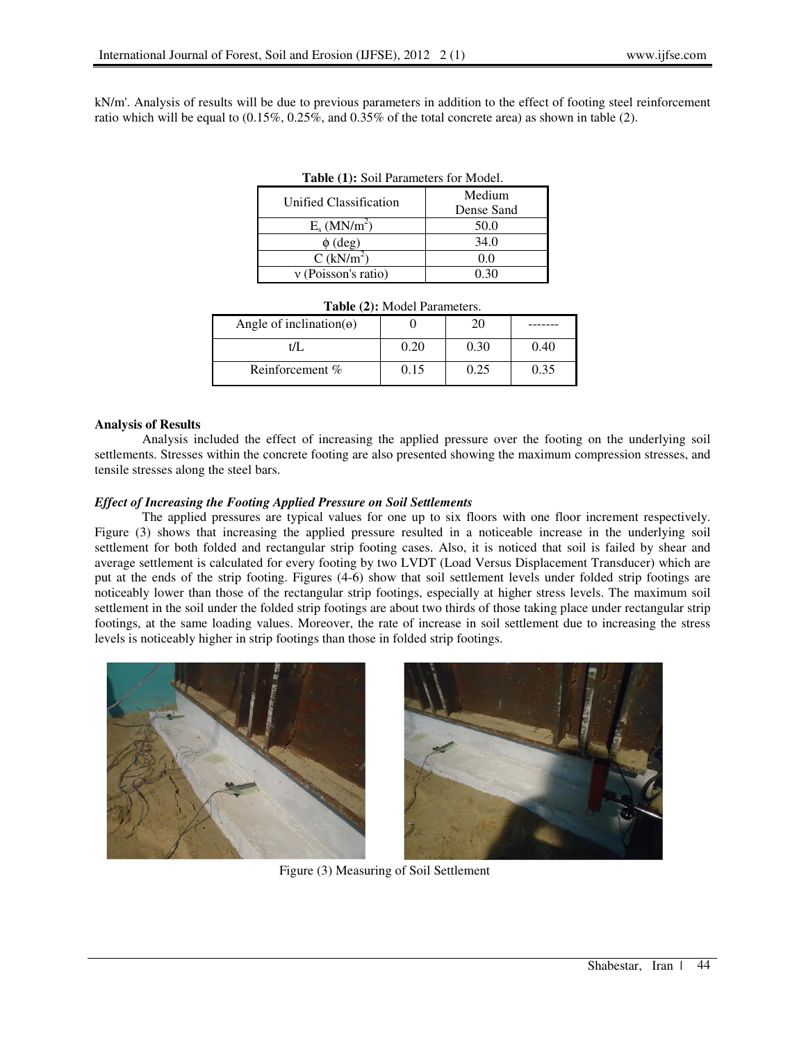kN/m'. Analysis of results will be due to previous parameters in addition to the effect of footing steel reinforcement ratio which will be equal to (0.15%, 0.25%, and 0.35% of the total concrete area) as shown in table (2).

**Table (1):** Soil Parameters for Model.

| Unified Classification | Medium Dense Sand |
|---|---|
| $E_s$ ($MN/m^2$) | 50.0 |
| $\phi$ (deg) | 34.0 |
| C ($kN/m^2$) | 0.0 |
| $\nu$ (Poisson's ratio) | 0.30 |

**Table (2):** Model Parameters.

| Angle of inclination($\theta$) | 0 | 20 | ------- |
|---|---|---|---|
| t/L | 0.20 | 0.30 | 0.40 |
| Reinforcement % | 0.15 | 0.25 | 0.35 |

**Analysis of Results**

Analysis included the effect of increasing the applied pressure over the footing on the underlying soil settlements. Stresses within the concrete footing are also presented showing the maximum compression stresses, and tensile stresses along the steel bars.

***Effect of Increasing the Footing Applied Pressure on Soil Settlements***

The applied pressures are typical values for one up to six floors with one floor increment respectively. Figure (3) shows that increasing the applied pressure resulted in a noticeable increase in the underlying soil settlement for both folded and rectangular strip footing cases. Also, it is noticed that soil is failed by shear and average settlement is calculated for every footing by two LVDT (Load Versus Displacement Transducer) which are put at the ends of the strip footing. Figures (4-6) show that soil settlement levels under folded strip footings are noticeably lower than those of the rectangular strip footings, especially at higher stress levels. The maximum soil settlement in the soil under the folded strip footings are about two thirds of those taking place under rectangular strip footings, at the same loading values. Moreover, the rate of increase in soil settlement due to increasing the stress levels is noticeably higher in strip footings than those in folded strip footings.

Figure (3) Measuring of Soil Settlement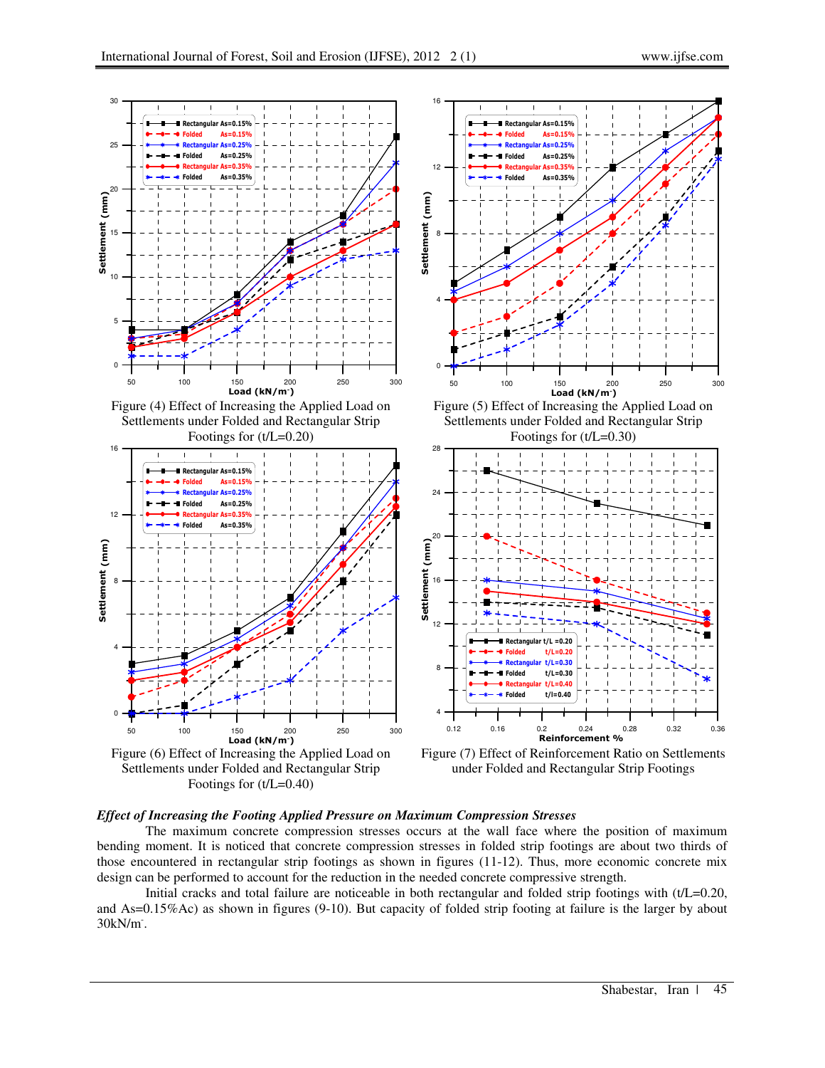Figure (4) Effect of Increasing the Applied Load on Settlements under Folded and Rectangular Strip Footings for (t/L=0.20)

Figure (5) Effect of Increasing the Applied Load on Settlements under Folded and Rectangular Strip Footings for (t/L=0.30)

Figure (6) Effect of Increasing the Applied Load on Settlements under Folded and Rectangular Strip Footings for (t/L=0.40)

Figure (7) Effect of Reinforcement Ratio on Settlements under Folded and Rectangular Strip Footings

### *Effect of Increasing the Footing Applied Pressure on Maximum Compression Stresses*

The maximum concrete compression stresses occurs at the wall face where the position of maximum bending moment. It is noticed that concrete compression stresses in folded strip footings are about two thirds of those encountered in rectangular strip footings as shown in figures (11-12). Thus, more economic concrete mix design can be performed to account for the reduction in the needed concrete compressive strength.

Initial cracks and total failure are noticeable in both rectangular and folded strip footings with (t/L=0.20, and As=0.15%Ac) as shown in figures (9-10). But capacity of folded strip footing at failure is the larger by about 30kN/m.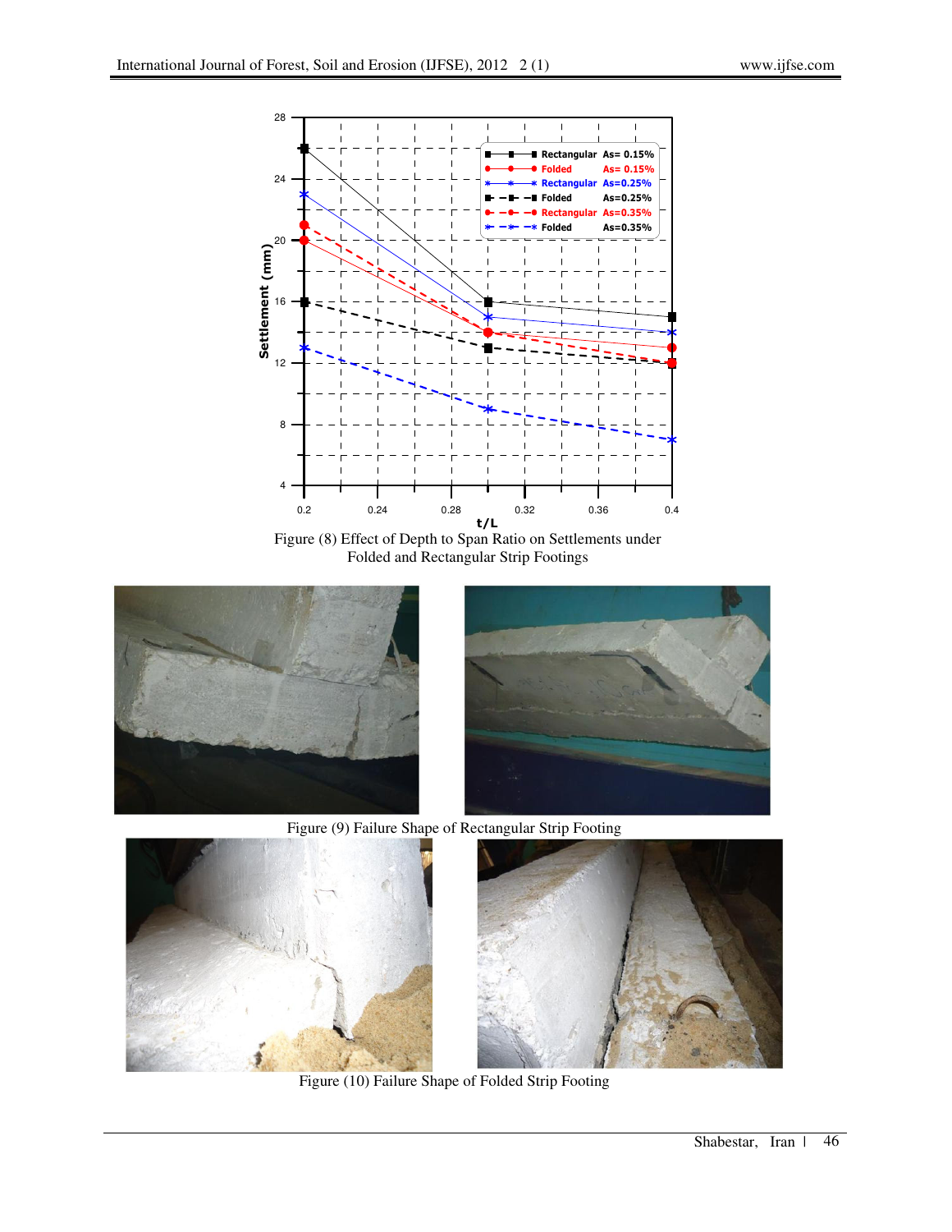Figure (8) Effect of Depth to Span Ratio on Settlements under Folded and Rectangular Strip Footings

Figure (9) Failure Shape of Rectangular Strip Footing

Figure (10) Failure Shape of Folded Strip Footing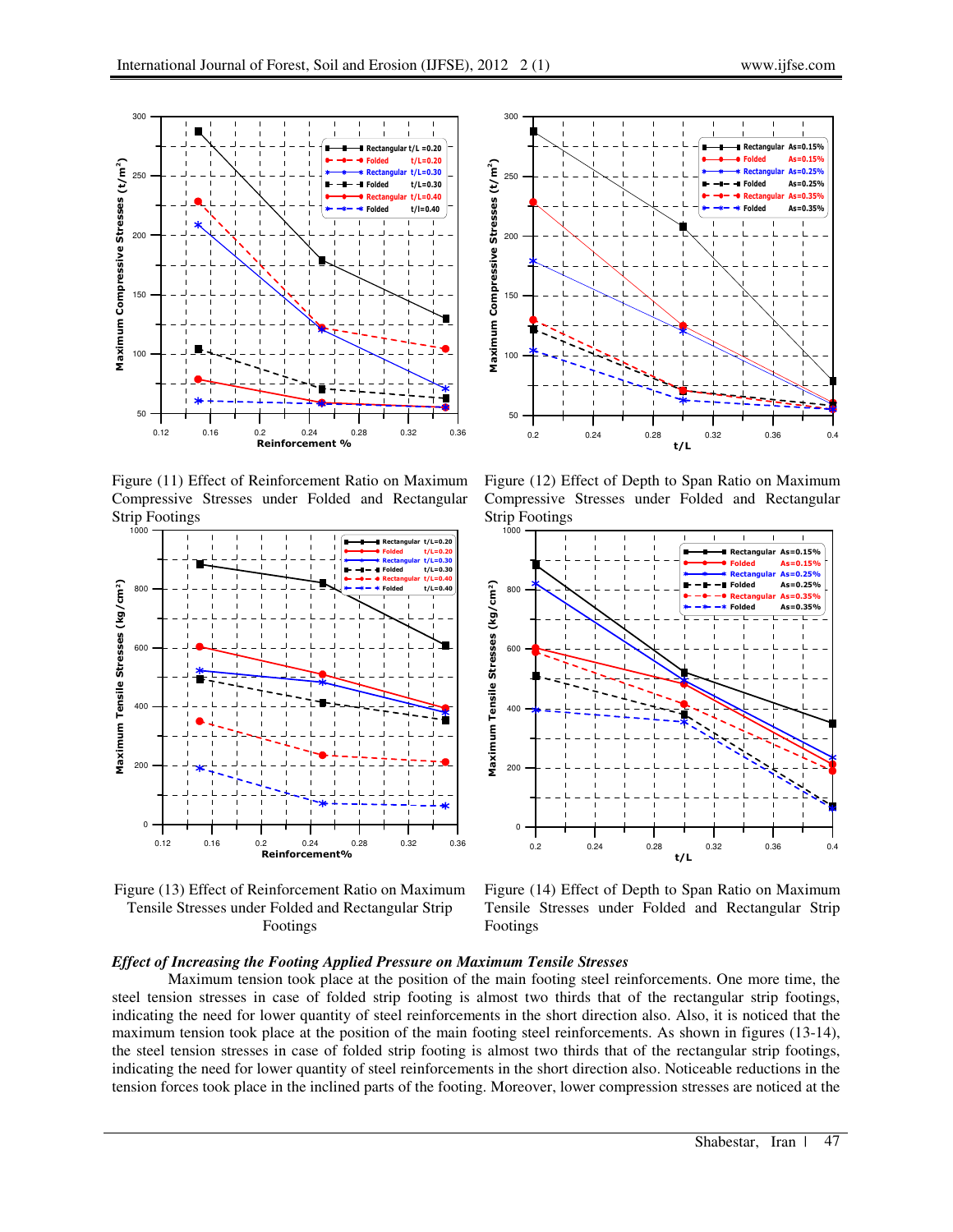Figure (11) Effect of Reinforcement Ratio on Maximum Compressive Stresses under Folded and Rectangular Strip Footings

Figure (12) Effect of Depth to Span Ratio on Maximum Compressive Stresses under Folded and Rectangular Strip Footings

Figure (13) Effect of Reinforcement Ratio on Maximum Tensile Stresses under Folded and Rectangular Strip Footings

Figure (14) Effect of Depth to Span Ratio on Maximum Tensile Stresses under Folded and Rectangular Strip Footings

***Effect of Increasing the Footing Applied Pressure on Maximum Tensile Stresses***

Maximum tension took place at the position of the main footing steel reinforcements. One more time, the steel tension stresses in case of folded strip footing is almost two thirds that of the rectangular strip footings, indicating the need for lower quantity of steel reinforcements in the short direction also. Also, it is noticed that the maximum tension took place at the position of the main footing steel reinforcements. As shown in figures (13-14), the steel tension stresses in case of folded strip footing is almost two thirds that of the rectangular strip footings, indicating the need for lower quantity of steel reinforcements in the short direction also. Noticeable reductions in the tension forces took place in the inclined parts of the footing. Moreover, lower compression stresses are noticed at the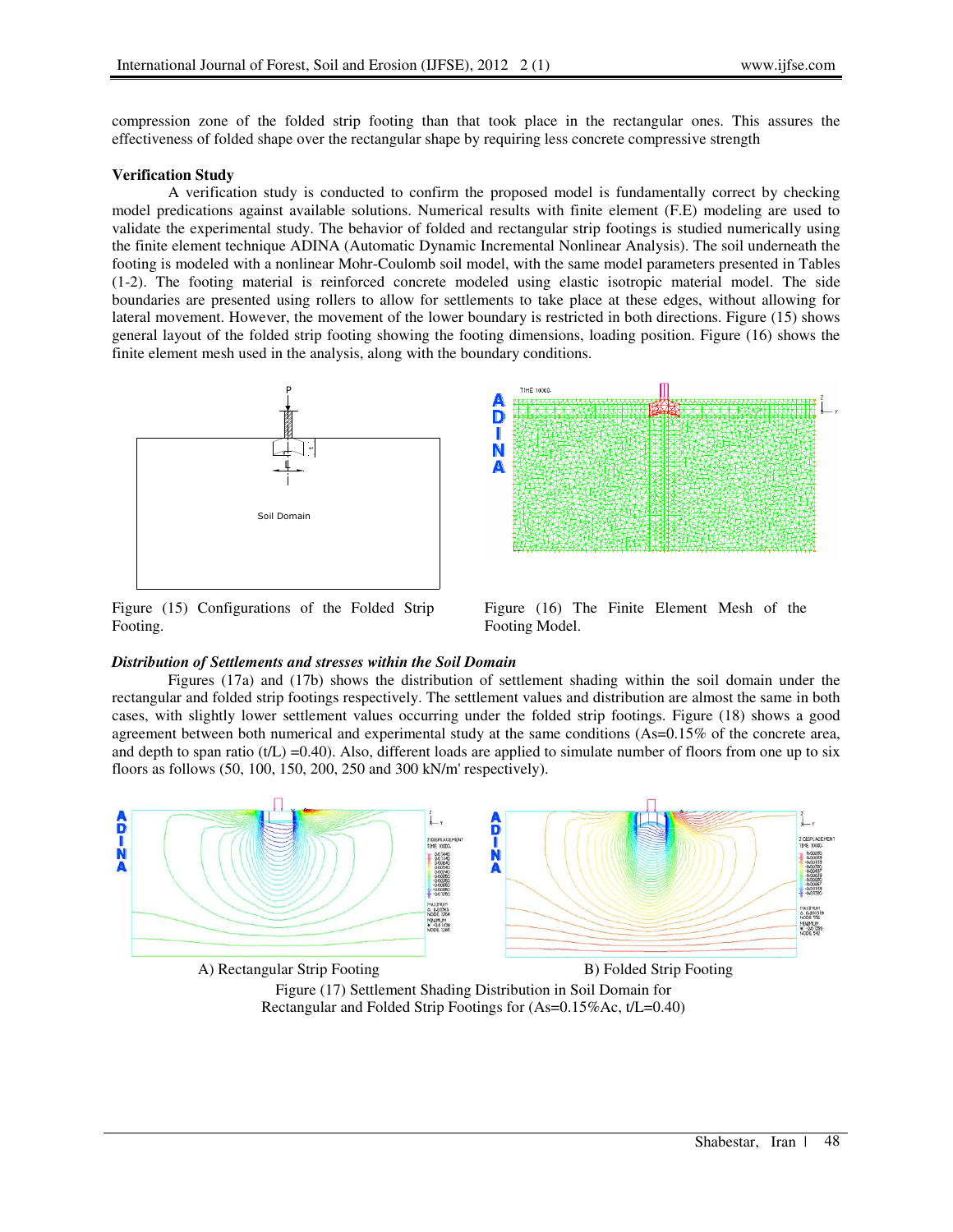compression zone of the folded strip footing than that took place in the rectangular ones. This assures the effectiveness of folded shape over the rectangular shape by requiring less concrete compressive strength

**Verification Study**

A verification study is conducted to confirm the proposed model is fundamentally correct by checking model predications against available solutions. Numerical results with finite element (F.E) modeling are used to validate the experimental study. The behavior of folded and rectangular strip footings is studied numerically using the finite element technique ADINA (Automatic Dynamic Incremental Nonlinear Analysis). The soil underneath the footing is modeled with a nonlinear Mohr-Coulomb soil model, with the same model parameters presented in Tables (1-2). The footing material is reinforced concrete modeled using elastic isotropic material model. The side boundaries are presented using rollers to allow for settlements to take place at these edges, without allowing for lateral movement. However, the movement of the lower boundary is restricted in both directions. Figure (15) shows general layout of the folded strip footing showing the footing dimensions, loading position. Figure (16) shows the finite element mesh used in the analysis, along with the boundary conditions.

Figure (15) Configurations of the Folded Strip Footing.

Figure (16) The Finite Element Mesh of the Footing Model.

***Distribution of Settlements and stresses within the Soil Domain***

Figures (17a) and (17b) shows the distribution of settlement shading within the soil domain under the rectangular and folded strip footings respectively. The settlement values and distribution are almost the same in both cases, with slightly lower settlement values occurring under the folded strip footings. Figure (18) shows a good agreement between both numerical and experimental study at the same conditions (As=0.15% of the concrete area, and depth to span ratio (t/L) =0.40). Also, different loads are applied to simulate number of floors from one up to six floors as follows (50, 100, 150, 200, 250 and 300 kN/m' respectively).

A) Rectangular Strip Footing

B) Folded Strip Footing

Figure (17) Settlement Shading Distribution in Soil Domain for Rectangular and Folded Strip Footings for (As=0.15%Ac, t/L=0.40)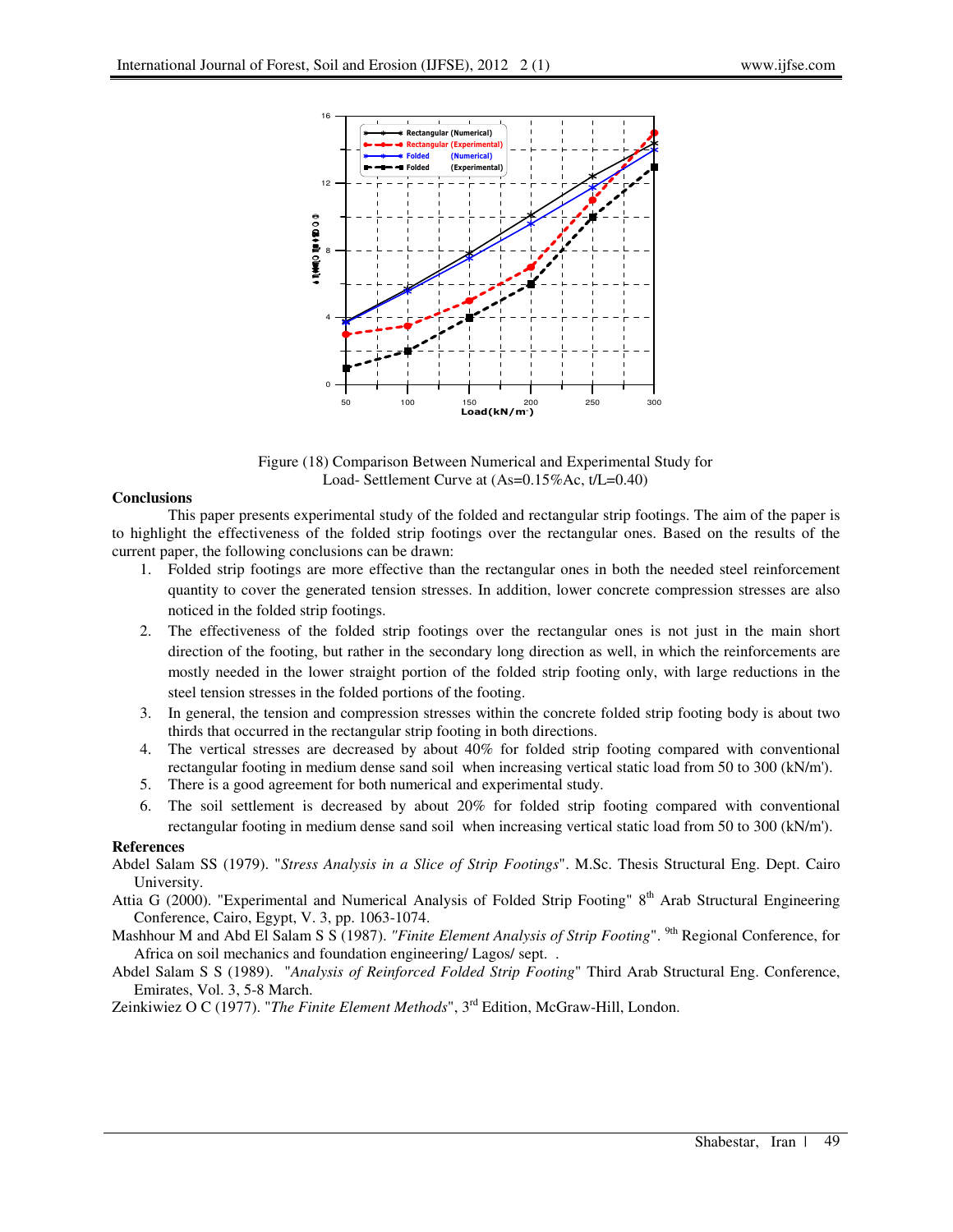16

Rectangular (Numerical)
Rectangular (Experimental)
Folded (Numerical)
Folded (Experimental)

12

8

4

0

50 100 150 200 250 300

Load(kN/m')

Figure (18) Comparison Between Numerical and Experimental Study for Load- Settlement Curve at (As=0.15%Ac, t/L=0.40)

**Conclusions**

This paper presents experimental study of the folded and rectangular strip footings. The aim of the paper is to highlight the effectiveness of the folded strip footings over the rectangular ones. Based on the results of the current paper, the following conclusions can be drawn:

1. Folded strip footings are more effective than the rectangular ones in both the needed steel reinforcement quantity to cover the generated tension stresses. In addition, lower concrete compression stresses are also noticed in the folded strip footings.
2. The effectiveness of the folded strip footings over the rectangular ones is not just in the main short direction of the footing, but rather in the secondary long direction as well, in which the reinforcements are mostly needed in the lower straight portion of the folded strip footing only, with large reductions in the steel tension stresses in the folded portions of the footing.
3. In general, the tension and compression stresses within the concrete folded strip footing body is about two thirds that occurred in the rectangular strip footing in both directions.
4. The vertical stresses are decreased by about 40% for folded strip footing compared with conventional rectangular footing in medium dense sand soil when increasing vertical static load from 50 to 300 (kN/m').
5. There is a good agreement for both numerical and experimental study.
6. The soil settlement is decreased by about 20% for folded strip footing compared with conventional rectangular footing in medium dense sand soil when increasing vertical static load from 50 to 300 (kN/m').

**References**

Abdel Salam SS (1979). "*Stress Analysis in a Slice of Strip Footings*". M.Sc. Thesis Structural Eng. Dept. Cairo University.

Attia G (2000). "Experimental and Numerical Analysis of Folded Strip Footing" 8th Arab Structural Engineering Conference, Cairo, Egypt, V. 3, pp. 1063-1074.

Mashhour M and Abd El Salam S S (1987). *"Finite Element Analysis of Strip Footing"*. 9th Regional Conference, for Africa on soil mechanics and foundation engineering/ Lagos/ sept. .

Abdel Salam S S (1989). "*Analysis of Reinforced Folded Strip Footing*" Third Arab Structural Eng. Conference, Emirates, Vol. 3, 5-8 March.

Zeinkiwiez O C (1977). "*The Finite Element Methods*", 3rd Edition, McGraw-Hill, London.